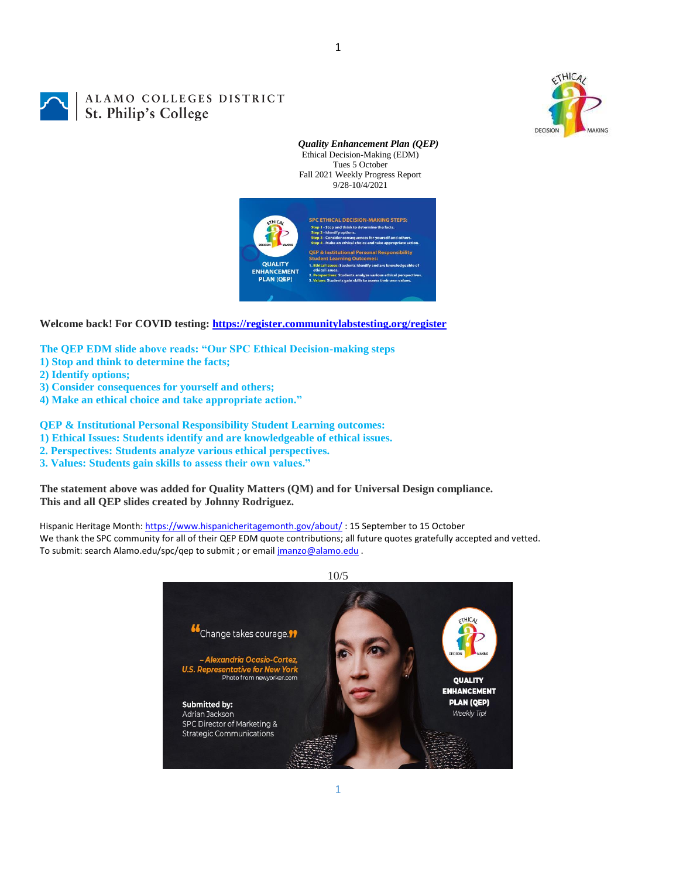ALAMO COLLEGES DISTRICT
St. Philip's College

***Quality Enhancement Plan (QEP)***
Ethical Decision-Making (EDM)
Tues 5 October
Fall 2021 Weekly Progress Report
9/28-10/4/2021

**Welcome back! For COVID testing: [https://register.communitylabstesting.org/register](https://register.communitylabstesting.org/register)**

**The QEP EDM slide above reads: "Our SPC Ethical Decision-making steps**
**1) Stop and think to determine the facts;**
**2) Identify options;**
**3) Consider consequences for yourself and others;**
**4) Make an ethical choice and take appropriate action."**

**QEP & Institutional Personal Responsibility Student Learning outcomes:**
**1) Ethical Issues: Students identify and are knowledgeable of ethical issues.**
**2. Perspectives: Students analyze various ethical perspectives.**
**3. Values: Students gain skills to assess their own values."**

**The statement above was added for Quality Matters (QM) and for Universal Design compliance.**
**This and all QEP slides created by Johnny Rodriguez.**

Hispanic Heritage Month: [https://www.hispanicheritagemonth.gov/about/](https://www.hispanicheritagemonth.gov/about/) : 15 September to 15 October
We thank the SPC community for all of their QEP EDM quote contributions; all future quotes gratefully accepted and vetted.
To submit: search Alamo.edu/spc/qep to submit ; or email [jmanzo@alamo.edu](mailto:jmanzo@alamo.edu) .

10/5

"Change takes courage."

– Alexandria Ocasio-Cortez, U.S. Representative for New York
Photo from newyorker.com

Submitted by:
Adrian Jackson
SPC Director of Marketing & Strategic Communications

QUALITY ENHANCEMENT PLAN (QEP)
Weekly Tip!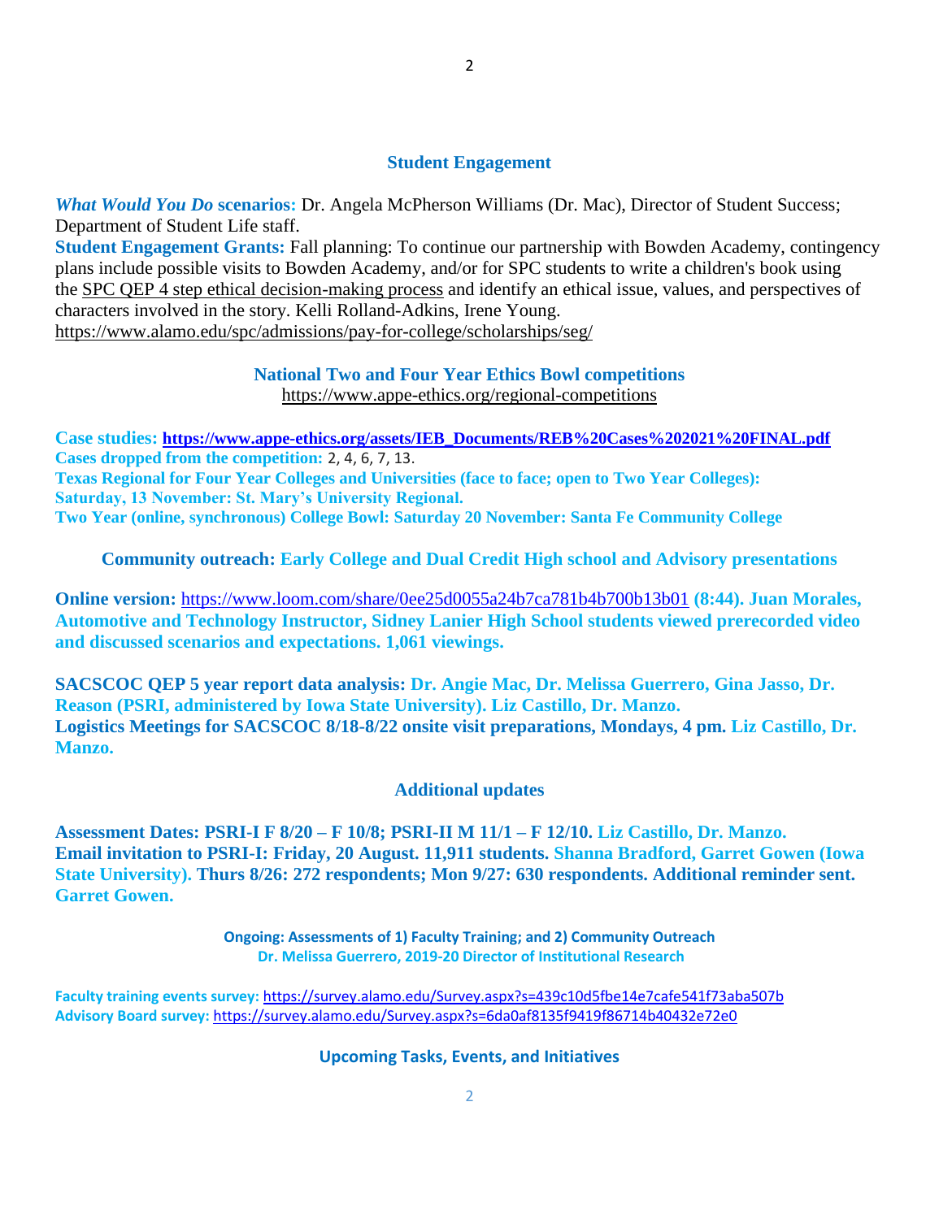## Student Engagement

***What Would You Do* scenarios:** Dr. Angela McPherson Williams (Dr. Mac), Director of Student Success; Department of Student Life staff.
**Student Engagement Grants:** Fall planning: To continue our partnership with Bowden Academy, contingency plans include possible visits to Bowden Academy, and/or for SPC students to write a children's book using the SPC QEP 4 step ethical decision-making process and identify an ethical issue, values, and perspectives of characters involved in the story. Kelli Rolland-Adkins, Irene Young.
https://www.alamo.edu/spc/admissions/pay-for-college/scholarships/seg/

### National Two and Four Year Ethics Bowl competitions

https://www.appe-ethics.org/regional-competitions

**Case studies: https://www.appe-ethics.org/assets/IEB_Documents/REB%20Cases%202021%20FINAL.pdf**
**Cases dropped from the competition:** 2, 4, 6, 7, 13.
**Texas Regional for Four Year Colleges and Universities (face to face; open to Two Year Colleges):**
**Saturday, 13 November: St. Mary's University Regional.**
**Two Year (online, synchronous) College Bowl: Saturday 20 November: Santa Fe Community College**

### Community outreach: Early College and Dual Credit High school and Advisory presentations

**Online version:** https://www.loom.com/share/0ee25d0055a24b7ca781b4b700b13b01 **(8:44). Juan Morales, Automotive and Technology Instructor, Sidney Lanier High School students viewed prerecorded video and discussed scenarios and expectations. 1,061 viewings.**

**SACSCOC QEP 5 year report data analysis: Dr. Angie Mac, Dr. Melissa Guerrero, Gina Jasso, Dr. Reason (PSRI, administered by Iowa State University). Liz Castillo, Dr. Manzo.**
**Logistics Meetings for SACSCOC 8/18-8/22 onsite visit preparations, Mondays, 4 pm. Liz Castillo, Dr. Manzo.**

## Additional updates

**Assessment Dates: PSRI-I F 8/20 – F 10/8; PSRI-II M 11/1 – F 12/10. Liz Castillo, Dr. Manzo.**
**Email invitation to PSRI-I: Friday, 20 August. 11,911 students. Shanna Bradford, Garret Gowen (Iowa State University). Thurs 8/26: 272 respondents; Mon 9/27: 630 respondents. Additional reminder sent. Garret Gowen.**

**Ongoing: Assessments of 1) Faculty Training; and 2) Community Outreach**
**Dr. Melissa Guerrero, 2019-20 Director of Institutional Research**

**Faculty training events survey:** https://survey.alamo.edu/Survey.aspx?s=439c10d5fbe14e7cafe541f73aba507b
**Advisory Board survey:** https://survey.alamo.edu/Survey.aspx?s=6da0af8135f9419f86714b40432e72e0

## Upcoming Tasks, Events, and Initiatives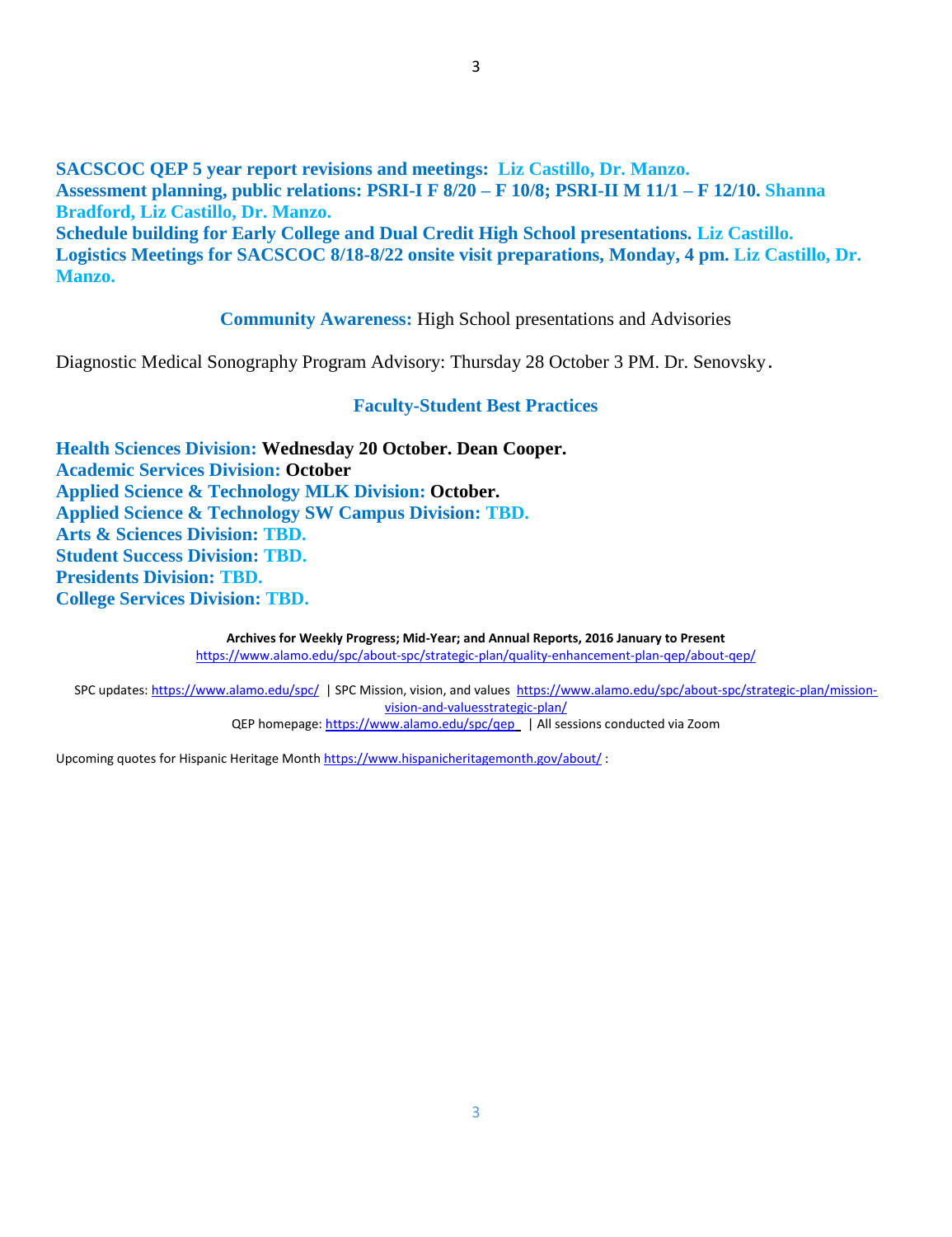**SACSCOC QEP 5 year report revisions and meetings: Liz Castillo, Dr. Manzo.**
**Assessment planning, public relations: PSRI-I F 8/20 – F 10/8; PSRI-II M 11/1 – F 12/10. Shanna Bradford, Liz Castillo, Dr. Manzo.**
**Schedule building for Early College and Dual Credit High School presentations. Liz Castillo.**
**Logistics Meetings for SACSCOC 8/18-8/22 onsite visit preparations, Monday, 4 pm. Liz Castillo, Dr. Manzo.**

**Community Awareness:** High School presentations and Advisories

Diagnostic Medical Sonography Program Advisory: Thursday 28 October 3 PM. Dr. Senovsky.

## Faculty-Student Best Practices

**Health Sciences Division: Wednesday 20 October. Dean Cooper.**
**Academic Services Division: October**
**Applied Science & Technology MLK Division: October.**
**Applied Science & Technology SW Campus Division: TBD.**
**Arts & Sciences Division: TBD.**
**Student Success Division: TBD.**
**Presidents Division: TBD.**
**College Services Division: TBD.**

**Archives for Weekly Progress; Mid-Year; and Annual Reports, 2016 January to Present**
https://www.alamo.edu/spc/about-spc/strategic-plan/quality-enhancement-plan-qep/about-qep/

SPC updates: https://www.alamo.edu/spc/ | SPC Mission, vision, and values https://www.alamo.edu/spc/about-spc/strategic-plan/mission-vision-and-valuesstrategic-plan/
QEP homepage: https://www.alamo.edu/spc/qep | All sessions conducted via Zoom

Upcoming quotes for Hispanic Heritage Month https://www.hispanicheritagemonth.gov/about/ :